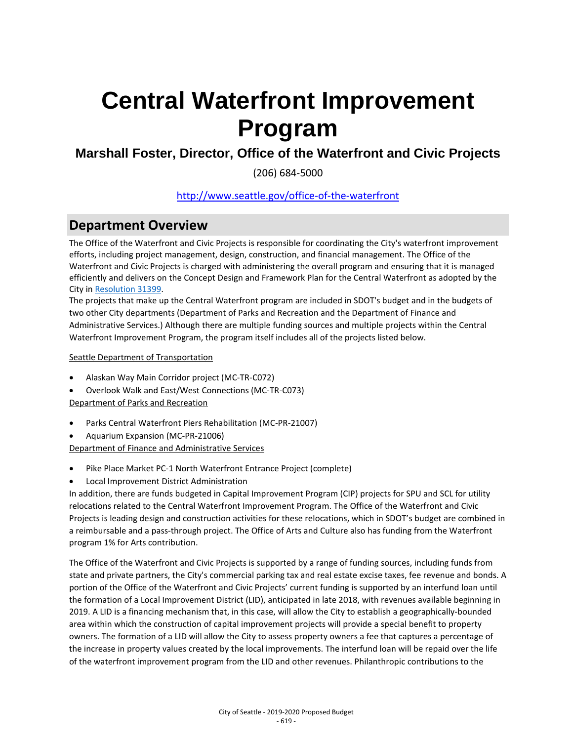# Central Waterfront Improvement Program

### Marshall Foster, Director, Office of the Waterfront and Civic Projects

(206) 684-5000

[http://www.seattle.gov/office-of-the-waterfront](http://www.seattle.gov/office-of-the-waterfront)

## Department Overview

The Office of the Waterfront and Civic Projects is responsible for coordinating the City's waterfront improvement efforts, including project management, design, construction, and financial management. The Office of the Waterfront and Civic Projects is charged with administering the overall program and ensuring that it is managed efficiently and delivers on the Concept Design and Framework Plan for the Central Waterfront as adopted by the City in Resolution 31399.

The projects that make up the Central Waterfront program are included in SDOT's budget and in the budgets of two other City departments (Department of Parks and Recreation and the Department of Finance and Administrative Services.) Although there are multiple funding sources and multiple projects within the Central Waterfront Improvement Program, the program itself includes all of the projects listed below.

Seattle Department of Transportation

- Alaskan Way Main Corridor project (MC-TR-C072)
- Overlook Walk and East/West Connections (MC-TR-C073)

Department of Parks and Recreation

- Parks Central Waterfront Piers Rehabilitation (MC-PR-21007)
- Aquarium Expansion (MC-PR-21006)

Department of Finance and Administrative Services

- Pike Place Market PC-1 North Waterfront Entrance Project (complete)
- Local Improvement District Administration

In addition, there are funds budgeted in Capital Improvement Program (CIP) projects for SPU and SCL for utility relocations related to the Central Waterfront Improvement Program. The Office of the Waterfront and Civic Projects is leading design and construction activities for these relocations, which in SDOT's budget are combined in a reimbursable and a pass-through project. The Office of Arts and Culture also has funding from the Waterfront program 1% for Arts contribution.

The Office of the Waterfront and Civic Projects is supported by a range of funding sources, including funds from state and private partners, the City's commercial parking tax and real estate excise taxes, fee revenue and bonds. A portion of the Office of the Waterfront and Civic Projects' current funding is supported by an interfund loan until the formation of a Local Improvement District (LID), anticipated in late 2018, with revenues available beginning in 2019. A LID is a financing mechanism that, in this case, will allow the City to establish a geographically-bounded area within which the construction of capital improvement projects will provide a special benefit to property owners. The formation of a LID will allow the City to assess property owners a fee that captures a percentage of the increase in property values created by the local improvements. The interfund loan will be repaid over the life of the waterfront improvement program from the LID and other revenues. Philanthropic contributions to the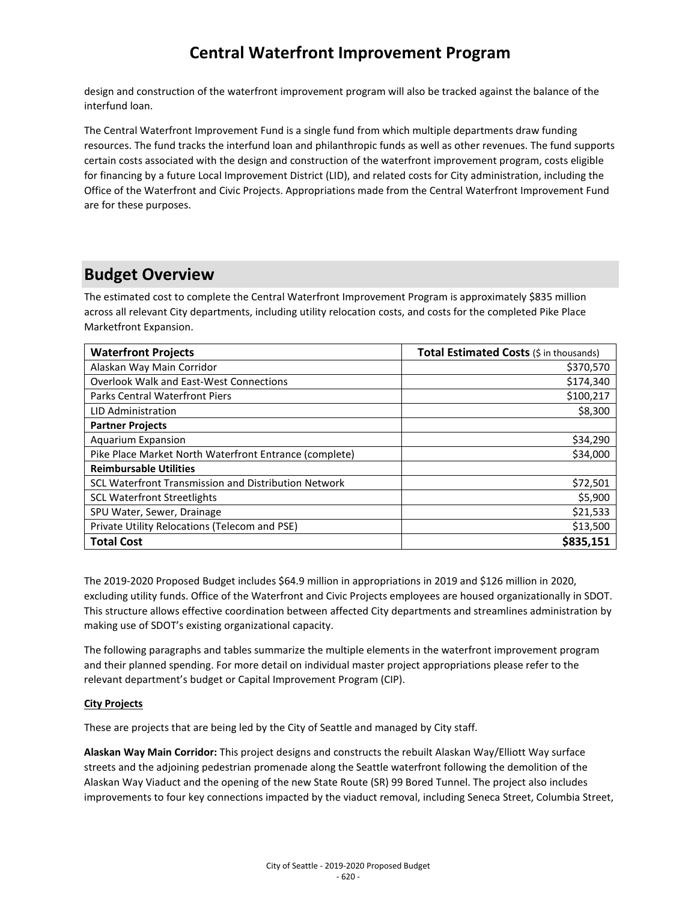design and construction of the waterfront improvement program will also be tracked against the balance of the interfund loan.

The Central Waterfront Improvement Fund is a single fund from which multiple departments draw funding resources. The fund tracks the interfund loan and philanthropic funds as well as other revenues. The fund supports certain costs associated with the design and construction of the waterfront improvement program, costs eligible for financing by a future Local Improvement District (LID), and related costs for City administration, including the Office of the Waterfront and Civic Projects. Appropriations made from the Central Waterfront Improvement Fund are for these purposes.

## Budget Overview

The estimated cost to complete the Central Waterfront Improvement Program is approximately $835 million across all relevant City departments, including utility relocation costs, and costs for the completed Pike Place Marketfront Expansion.

| **Waterfront Projects** | **Total Estimated Costs** ($ in thousands) |
|---|---:|
| Alaskan Way Main Corridor | $370,570 |
| Overlook Walk and East-West Connections | $174,340 |
| Parks Central Waterfront Piers | $100,217 |
| LID Administration | $8,300 |
| **Partner Projects** | |
| Aquarium Expansion | $34,290 |
| Pike Place Market North Waterfront Entrance (complete) | $34,000 |
| **Reimbursable Utilities** | |
| SCL Waterfront Transmission and Distribution Network | $72,501 |
| SCL Waterfront Streetlights | $5,900 |
| SPU Water, Sewer, Drainage | $21,533 |
| Private Utility Relocations (Telecom and PSE) | $13,500 |
| **Total Cost** | **$835,151** |

The 2019-2020 Proposed Budget includes $64.9 million in appropriations in 2019 and $126 million in 2020, excluding utility funds. Office of the Waterfront and Civic Projects employees are housed organizationally in SDOT. This structure allows effective coordination between affected City departments and streamlines administration by making use of SDOT's existing organizational capacity.

The following paragraphs and tables summarize the multiple elements in the waterfront improvement program and their planned spending. For more detail on individual master project appropriations please refer to the relevant department's budget or Capital Improvement Program (CIP).

**City Projects**

These are projects that are being led by the City of Seattle and managed by City staff.

**Alaskan Way Main Corridor:** This project designs and constructs the rebuilt Alaskan Way/Elliott Way surface streets and the adjoining pedestrian promenade along the Seattle waterfront following the demolition of the Alaskan Way Viaduct and the opening of the new State Route (SR) 99 Bored Tunnel. The project also includes improvements to four key connections impacted by the viaduct removal, including Seneca Street, Columbia Street,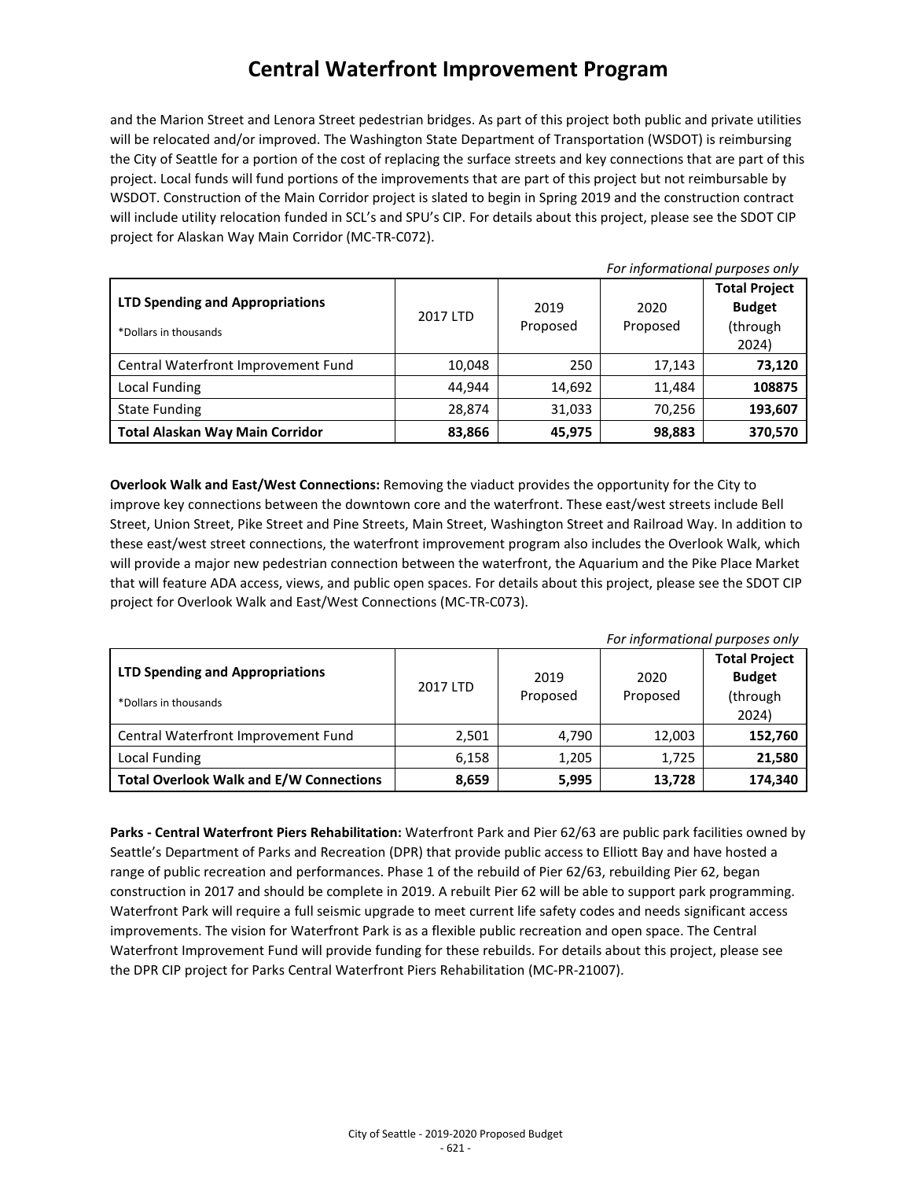# Central Waterfront Improvement Program

and the Marion Street and Lenora Street pedestrian bridges. As part of this project both public and private utilities will be relocated and/or improved. The Washington State Department of Transportation (WSDOT) is reimbursing the City of Seattle for a portion of the cost of replacing the surface streets and key connections that are part of this project. Local funds will fund portions of the improvements that are part of this project but not reimbursable by WSDOT. Construction of the Main Corridor project is slated to begin in Spring 2019 and the construction contract will include utility relocation funded in SCL's and SPU's CIP. For details about this project, please see the SDOT CIP project for Alaskan Way Main Corridor (MC-TR-C072).

*For informational purposes only*

| **LTD Spending and Appropriations** *Dollars in thousands | 2017 LTD | 2019 Proposed | 2020 Proposed | **Total Project Budget** (through 2024) |
|---|---|---|---|---|
| Central Waterfront Improvement Fund | 10,048 | 250 | 17,143 | **73,120** |
| Local Funding | 44,944 | 14,692 | 11,484 | **108875** |
| State Funding | 28,874 | 31,033 | 70,256 | **193,607** |
| **Total Alaskan Way Main Corridor** | **83,866** | **45,975** | **98,883** | **370,570** |

**Overlook Walk and East/West Connections:** Removing the viaduct provides the opportunity for the City to improve key connections between the downtown core and the waterfront. These east/west streets include Bell Street, Union Street, Pike Street and Pine Streets, Main Street, Washington Street and Railroad Way. In addition to these east/west street connections, the waterfront improvement program also includes the Overlook Walk, which will provide a major new pedestrian connection between the waterfront, the Aquarium and the Pike Place Market that will feature ADA access, views, and public open spaces. For details about this project, please see the SDOT CIP project for Overlook Walk and East/West Connections (MC-TR-C073).

*For informational purposes only*

| **LTD Spending and Appropriations** *Dollars in thousands | 2017 LTD | 2019 Proposed | 2020 Proposed | **Total Project Budget** (through 2024) |
|---|---|---|---|---|
| Central Waterfront Improvement Fund | 2,501 | 4,790 | 12,003 | **152,760** |
| Local Funding | 6,158 | 1,205 | 1,725 | **21,580** |
| **Total Overlook Walk and E/W Connections** | **8,659** | **5,995** | **13,728** | **174,340** |

**Parks - Central Waterfront Piers Rehabilitation:** Waterfront Park and Pier 62/63 are public park facilities owned by Seattle's Department of Parks and Recreation (DPR) that provide public access to Elliott Bay and have hosted a range of public recreation and performances. Phase 1 of the rebuild of Pier 62/63, rebuilding Pier 62, began construction in 2017 and should be complete in 2019. A rebuilt Pier 62 will be able to support park programming. Waterfront Park will require a full seismic upgrade to meet current life safety codes and needs significant access improvements. The vision for Waterfront Park is as a flexible public recreation and open space. The Central Waterfront Improvement Fund will provide funding for these rebuilds. For details about this project, please see the DPR CIP project for Parks Central Waterfront Piers Rehabilitation (MC-PR-21007).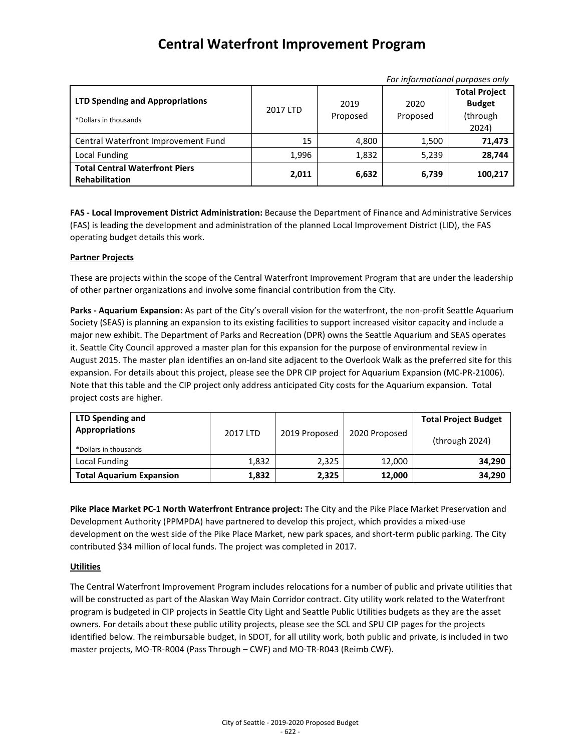# Central Waterfront Improvement Program

*For informational purposes only*

| LTD Spending and Appropriations<br>*Dollars in thousands | 2017 LTD | 2019 Proposed | 2020 Proposed | Total Project Budget (through 2024) |
|---|---|---|---|---|
| Central Waterfront Improvement Fund | 15 | 4,800 | 1,500 | **71,473** |
| Local Funding | 1,996 | 1,832 | 5,239 | **28,744** |
| **Total Central Waterfront Piers Rehabilitation** | **2,011** | **6,632** | **6,739** | **100,217** |

**FAS - Local Improvement District Administration:** Because the Department of Finance and Administrative Services (FAS) is leading the development and administration of the planned Local Improvement District (LID), the FAS operating budget details this work.

**Partner Projects**

These are projects within the scope of the Central Waterfront Improvement Program that are under the leadership of other partner organizations and involve some financial contribution from the City.

**Parks - Aquarium Expansion:** As part of the City's overall vision for the waterfront, the non-profit Seattle Aquarium Society (SEAS) is planning an expansion to its existing facilities to support increased visitor capacity and include a major new exhibit. The Department of Parks and Recreation (DPR) owns the Seattle Aquarium and SEAS operates it. Seattle City Council approved a master plan for this expansion for the purpose of environmental review in August 2015. The master plan identifies an on-land site adjacent to the Overlook Walk as the preferred site for this expansion. For details about this project, please see the DPR CIP project for Aquarium Expansion (MC-PR-21006). Note that this table and the CIP project only address anticipated City costs for the Aquarium expansion. Total project costs are higher.

| LTD Spending and Appropriations<br>*Dollars in thousands | 2017 LTD | 2019 Proposed | 2020 Proposed | Total Project Budget (through 2024) |
|---|---|---|---|---|
| Local Funding | 1,832 | 2,325 | 12,000 | **34,290** |
| **Total Aquarium Expansion** | **1,832** | **2,325** | **12,000** | **34,290** |

**Pike Place Market PC-1 North Waterfront Entrance project:** The City and the Pike Place Market Preservation and Development Authority (PPMPDA) have partnered to develop this project, which provides a mixed-use development on the west side of the Pike Place Market, new park spaces, and short-term public parking. The City contributed $34 million of local funds. The project was completed in 2017.

**Utilities**

The Central Waterfront Improvement Program includes relocations for a number of public and private utilities that will be constructed as part of the Alaskan Way Main Corridor contract. City utility work related to the Waterfront program is budgeted in CIP projects in Seattle City Light and Seattle Public Utilities budgets as they are the asset owners. For details about these public utility projects, please see the SCL and SPU CIP pages for the projects identified below. The reimbursable budget, in SDOT, for all utility work, both public and private, is included in two master projects, MO-TR-R004 (Pass Through – CWF) and MO-TR-R043 (Reimb CWF).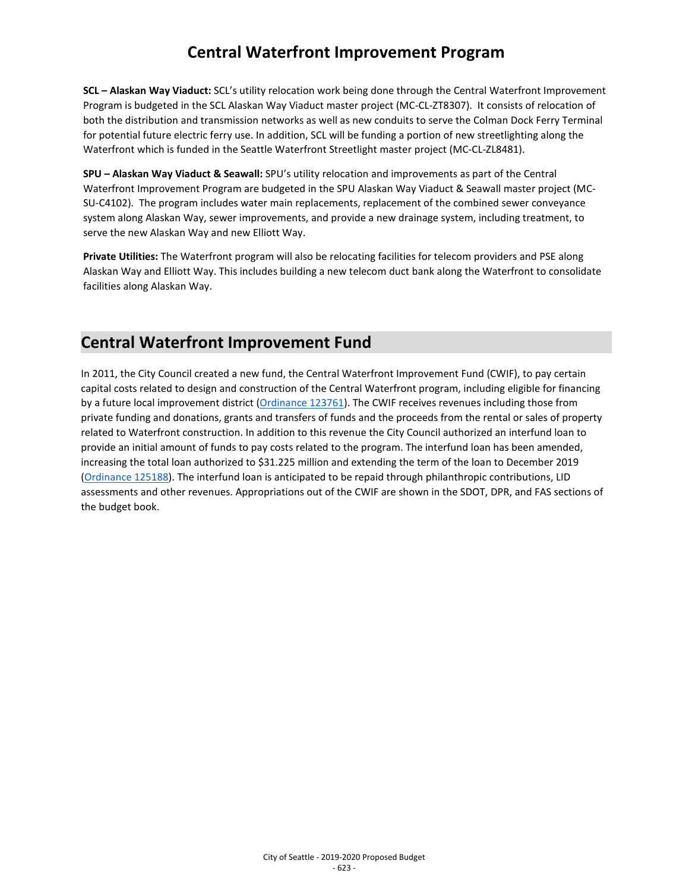# Central Waterfront Improvement Program

**SCL – Alaskan Way Viaduct:** SCL's utility relocation work being done through the Central Waterfront Improvement Program is budgeted in the SCL Alaskan Way Viaduct master project (MC-CL-ZT8307). It consists of relocation of both the distribution and transmission networks as well as new conduits to serve the Colman Dock Ferry Terminal for potential future electric ferry use. In addition, SCL will be funding a portion of new streetlighting along the Waterfront which is funded in the Seattle Waterfront Streetlight master project (MC-CL-ZL8481).

**SPU – Alaskan Way Viaduct & Seawall:** SPU's utility relocation and improvements as part of the Central Waterfront Improvement Program are budgeted in the SPU Alaskan Way Viaduct & Seawall master project (MC-SU-C4102). The program includes water main replacements, replacement of the combined sewer conveyance system along Alaskan Way, sewer improvements, and provide a new drainage system, including treatment, to serve the new Alaskan Way and new Elliott Way.

**Private Utilities:** The Waterfront program will also be relocating facilities for telecom providers and PSE along Alaskan Way and Elliott Way. This includes building a new telecom duct bank along the Waterfront to consolidate facilities along Alaskan Way.

## Central Waterfront Improvement Fund

In 2011, the City Council created a new fund, the Central Waterfront Improvement Fund (CWIF), to pay certain capital costs related to design and construction of the Central Waterfront program, including eligible for financing by a future local improvement district (Ordinance 123761). The CWIF receives revenues including those from private funding and donations, grants and transfers of funds and the proceeds from the rental or sales of property related to Waterfront construction. In addition to this revenue the City Council authorized an interfund loan to provide an initial amount of funds to pay costs related to the program. The interfund loan has been amended, increasing the total loan authorized to $31.225 million and extending the term of the loan to December 2019 (Ordinance 125188). The interfund loan is anticipated to be repaid through philanthropic contributions, LID assessments and other revenues. Appropriations out of the CWIF are shown in the SDOT, DPR, and FAS sections of the budget book.